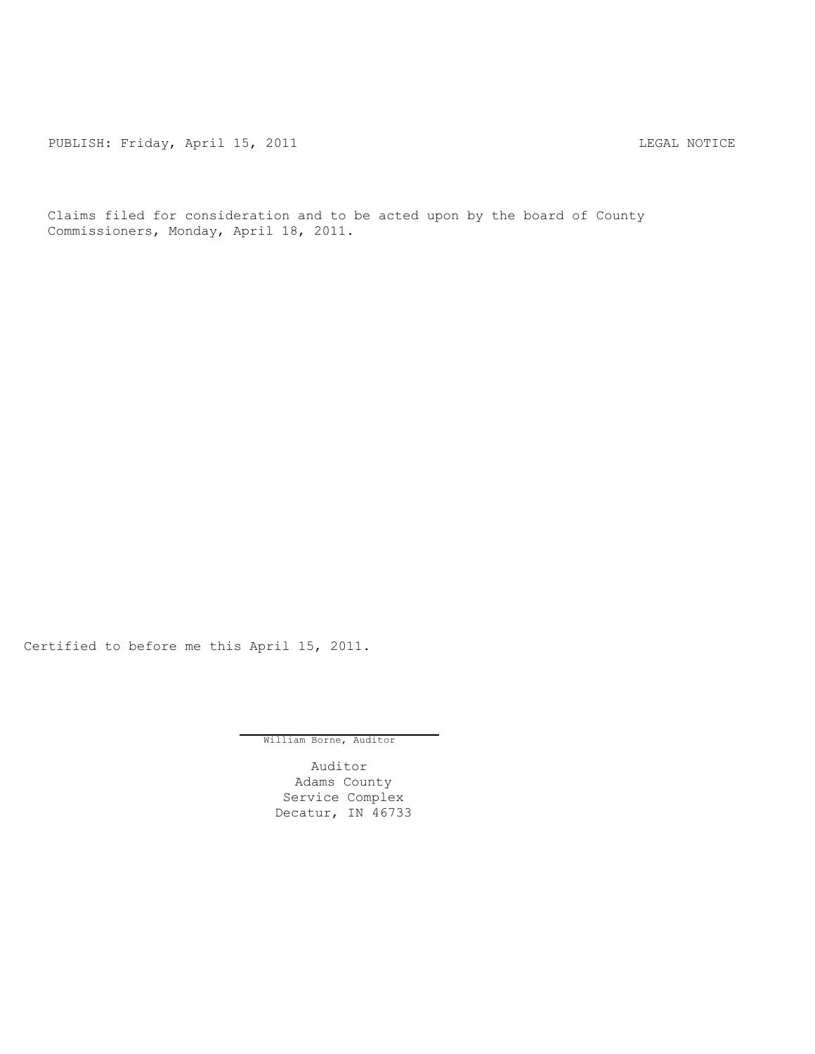PUBLISH: Friday, April 15, 2011 LEGAL NOTICE

Claims filed for consideration and to be acted upon by the board of County Commissioners, Monday, April 18, 2011.

Certified to before me this April 15, 2011.

William Borne, Auditor

Auditor
Adams County
Service Complex
Decatur, IN 46733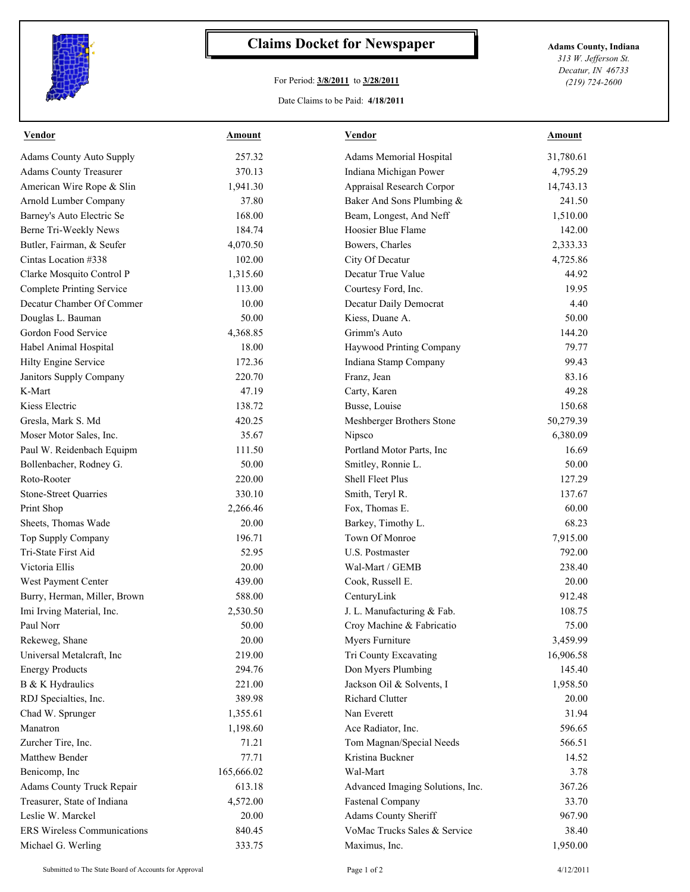# Claims Docket for Newspaper

For Period: **3/8/2011** to **3/28/2011**

Date Claims to be Paid: **4/18/2011**

**Adams County, Indiana**
*313 W. Jefferson St.*
*Decatur, IN 46733*
*(219) 724-2600*

| Vendor | Amount | Vendor | Amount |
|---|---|---|---|
| Adams County Auto Supply | 257.32 | Adams Memorial Hospital | 31,780.61 |
| Adams County Treasurer | 370.13 | Indiana Michigan Power | 4,795.29 |
| American Wire Rope & Slin | 1,941.30 | Appraisal Research Corpor | 14,743.13 |
| Arnold Lumber Company | 37.80 | Baker And Sons Plumbing & | 241.50 |
| Barney's Auto Electric Se | 168.00 | Beam, Longest, And Neff | 1,510.00 |
| Berne Tri-Weekly News | 184.74 | Hoosier Blue Flame | 142.00 |
| Butler, Fairman, & Seufer | 4,070.50 | Bowers, Charles | 2,333.33 |
| Cintas Location #338 | 102.00 | City Of Decatur | 4,725.86 |
| Clarke Mosquito Control P | 1,315.60 | Decatur True Value | 44.92 |
| Complete Printing Service | 113.00 | Courtesy Ford, Inc. | 19.95 |
| Decatur Chamber Of Commer | 10.00 | Decatur Daily Democrat | 4.40 |
| Douglas L. Bauman | 50.00 | Kiess, Duane A. | 50.00 |
| Gordon Food Service | 4,368.85 | Grimm's Auto | 144.20 |
| Habel Animal Hospital | 18.00 | Haywood Printing Company | 79.77 |
| Hilty Engine Service | 172.36 | Indiana Stamp Company | 99.43 |
| Janitors Supply Company | 220.70 | Franz, Jean | 83.16 |
| K-Mart | 47.19 | Carty, Karen | 49.28 |
| Kiess Electric | 138.72 | Busse, Louise | 150.68 |
| Gresla, Mark S. Md | 420.25 | Meshberger Brothers Stone | 50,279.39 |
| Moser Motor Sales, Inc. | 35.67 | Nipsco | 6,380.09 |
| Paul W. Reidenbach Equipm | 111.50 | Portland Motor Parts, Inc | 16.69 |
| Bollenbacher, Rodney G. | 50.00 | Smitley, Ronnie L. | 50.00 |
| Roto-Rooter | 220.00 | Shell Fleet Plus | 127.29 |
| Stone-Street Quarries | 330.10 | Smith, Teryl R. | 137.67 |
| Print Shop | 2,266.46 | Fox, Thomas E. | 60.00 |
| Sheets, Thomas Wade | 20.00 | Barkey, Timothy L. | 68.23 |
| Top Supply Company | 196.71 | Town Of Monroe | 7,915.00 |
| Tri-State First Aid | 52.95 | U.S. Postmaster | 792.00 |
| Victoria Ellis | 20.00 | Wal-Mart / GEMB | 238.40 |
| West Payment Center | 439.00 | Cook, Russell E. | 20.00 |
| Burry, Herman, Miller, Brown | 588.00 | CenturyLink | 912.48 |
| Imi Irving Material, Inc. | 2,530.50 | J. L. Manufacturing & Fab. | 108.75 |
| Paul Norr | 50.00 | Croy Machine & Fabricatio | 75.00 |
| Rekeweg, Shane | 20.00 | Myers Furniture | 3,459.99 |
| Universal Metalcraft, Inc | 219.00 | Tri County Excavating | 16,906.58 |
| Energy Products | 294.76 | Don Myers Plumbing | 145.40 |
| B & K Hydraulics | 221.00 | Jackson Oil & Solvents, I | 1,958.50 |
| RDJ Specialties, Inc. | 389.98 | Richard Clutter | 20.00 |
| Chad W. Sprunger | 1,355.61 | Nan Everett | 31.94 |
| Manatron | 1,198.60 | Ace Radiator, Inc. | 596.65 |
| Zurcher Tire, Inc. | 71.21 | Tom Magnan/Special Needs | 566.51 |
| Matthew Bender | 77.71 | Kristina Buckner | 14.52 |
| Benicomp, Inc | 165,666.02 | Wal-Mart | 3.78 |
| Adams County Truck Repair | 613.18 | Advanced Imaging Solutions, Inc. | 367.26 |
| Treasurer, State of Indiana | 4,572.00 | Fastenal Company | 33.70 |
| Leslie W. Marckel | 20.00 | Adams County Sheriff | 967.90 |
| ERS Wireless Communications | 840.45 | VoMac Trucks Sales & Service | 38.40 |
| Michael G. Werling | 333.75 | Maximus, Inc. | 1,950.00 |

Submitted to The State Board of Accounts for Approval — 4/12/2011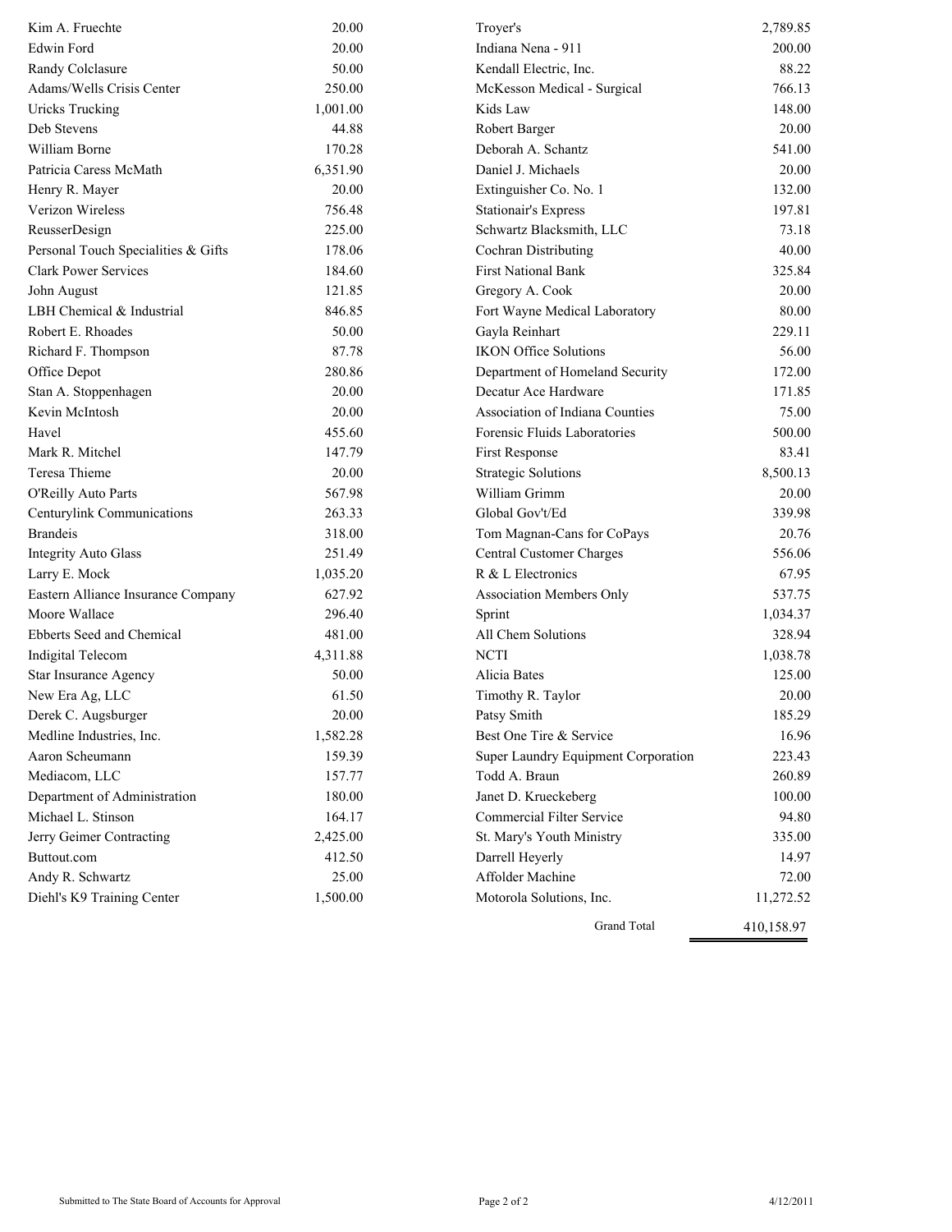| | |
|---|---|
| Kim A. Fruechte | 20.00 |
| Edwin Ford | 20.00 |
| Randy Colclasure | 50.00 |
| Adams/Wells Crisis Center | 250.00 |
| Uricks Trucking | 1,001.00 |
| Deb Stevens | 44.88 |
| William Borne | 170.28 |
| Patricia Caress McMath | 6,351.90 |
| Henry R. Mayer | 20.00 |
| Verizon Wireless | 756.48 |
| ReusserDesign | 225.00 |
| Personal Touch Specialities & Gifts | 178.06 |
| Clark Power Services | 184.60 |
| John August | 121.85 |
| LBH Chemical & Industrial | 846.85 |
| Robert E. Rhoades | 50.00 |
| Richard F. Thompson | 87.78 |
| Office Depot | 280.86 |
| Stan A. Stoppenhagen | 20.00 |
| Kevin McIntosh | 20.00 |
| Havel | 455.60 |
| Mark R. Mitchel | 147.79 |
| Teresa Thieme | 20.00 |
| O'Reilly Auto Parts | 567.98 |
| Centurylink Communications | 263.33 |
| Brandeis | 318.00 |
| Integrity Auto Glass | 251.49 |
| Larry E. Mock | 1,035.20 |
| Eastern Alliance Insurance Company | 627.92 |
| Moore Wallace | 296.40 |
| Ebberts Seed and Chemical | 481.00 |
| Indigital Telecom | 4,311.88 |
| Star Insurance Agency | 50.00 |
| New Era Ag, LLC | 61.50 |
| Derek C. Augsburger | 20.00 |
| Medline Industries, Inc. | 1,582.28 |
| Aaron Scheumann | 159.39 |
| Mediacom, LLC | 157.77 |
| Department of Administration | 180.00 |
| Michael L. Stinson | 164.17 |
| Jerry Geimer Contracting | 2,425.00 |
| Buttout.com | 412.50 |
| Andy R. Schwartz | 25.00 |
| Diehl's K9 Training Center | 1,500.00 |
| Troyer's | 2,789.85 |
| Indiana Nena - 911 | 200.00 |
| Kendall Electric, Inc. | 88.22 |
| McKesson Medical - Surgical | 766.13 |
| Kids Law | 148.00 |
| Robert Barger | 20.00 |
| Deborah A. Schantz | 541.00 |
| Daniel J. Michaels | 20.00 |
| Extinguisher Co. No. 1 | 132.00 |
| Stationair's Express | 197.81 |
| Schwartz Blacksmith, LLC | 73.18 |
| Cochran Distributing | 40.00 |
| First National Bank | 325.84 |
| Gregory A. Cook | 20.00 |
| Fort Wayne Medical Laboratory | 80.00 |
| Gayla Reinhart | 229.11 |
| IKON Office Solutions | 56.00 |
| Department of Homeland Security | 172.00 |
| Decatur Ace Hardware | 171.85 |
| Association of Indiana Counties | 75.00 |
| Forensic Fluids Laboratories | 500.00 |
| First Response | 83.41 |
| Strategic Solutions | 8,500.13 |
| William Grimm | 20.00 |
| Global Gov't/Ed | 339.98 |
| Tom Magnan-Cans for CoPays | 20.76 |
| Central Customer Charges | 556.06 |
| R & L Electronics | 67.95 |
| Association Members Only | 537.75 |
| Sprint | 1,034.37 |
| All Chem Solutions | 328.94 |
| NCTI | 1,038.78 |
| Alicia Bates | 125.00 |
| Timothy R. Taylor | 20.00 |
| Patsy Smith | 185.29 |
| Best One Tire & Service | 16.96 |
| Super Laundry Equipment Corporation | 223.43 |
| Todd A. Braun | 260.89 |
| Janet D. Krueckeberg | 100.00 |
| Commercial Filter Service | 94.80 |
| St. Mary's Youth Ministry | 335.00 |
| Darrell Heyerly | 14.97 |
| Affolder Machine | 72.00 |
| Motorola Solutions, Inc. | 11,272.52 |
| Grand Total | 410,158.97 |